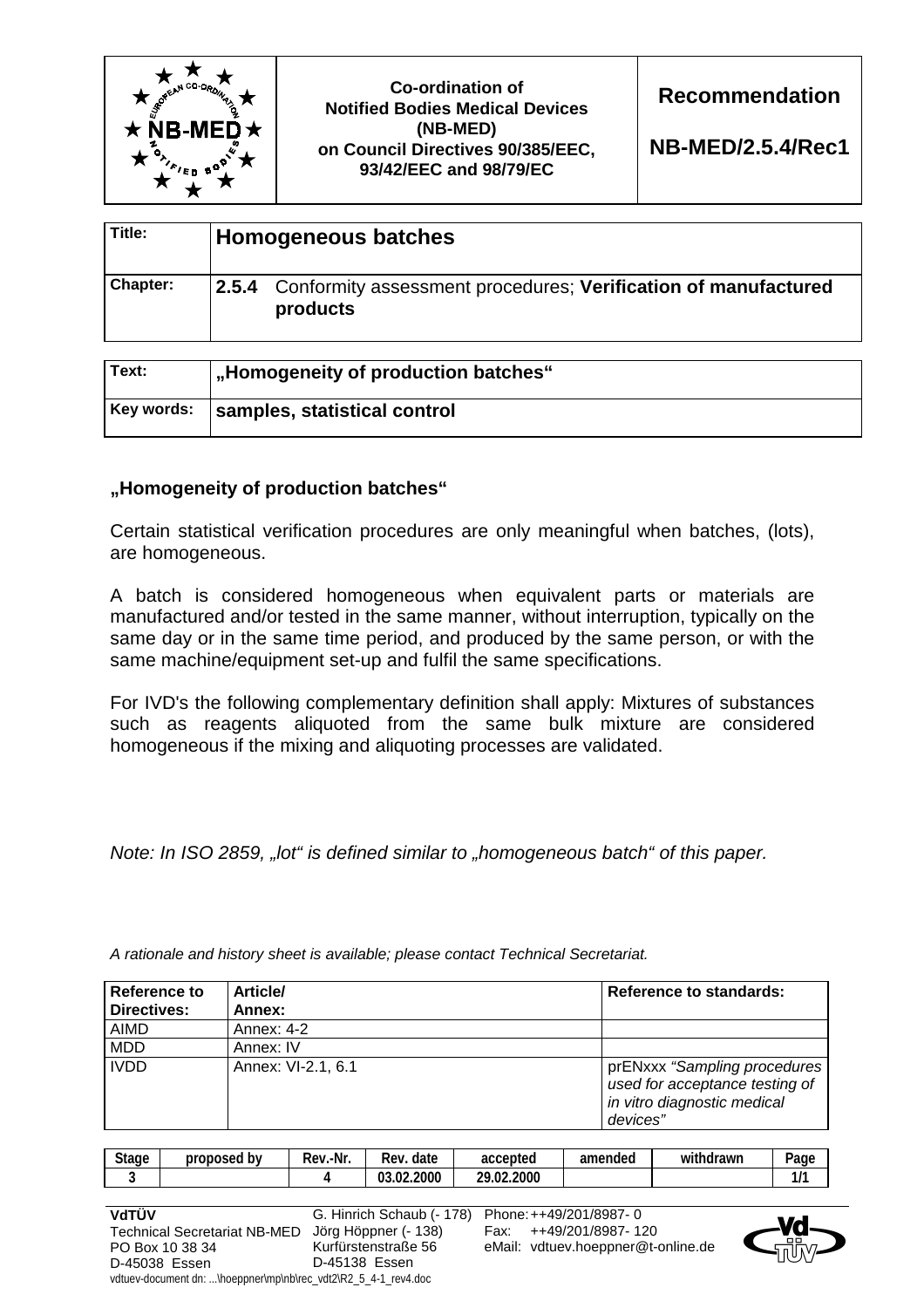| | Co-ordination of Notified Bodies Medical Devices (NB-MED) on Council Directives 90/385/EEC, 93/42/EEC and 98/79/EC | **Recommendation** **NB-MED/2.5.4/Rec1** |
|---|---|---|

| **Title:** | **Homogeneous batches** |
|---|---|
| **Chapter:** | **2.5.4** Conformity assessment procedures; **Verification of manufactured products** |

| **Text:** | **„Homogeneity of production batches“** |
|---|---|
| **Key words:** | **samples, statistical control** |

**„Homogeneity of production batches“**

Certain statistical verification procedures are only meaningful when batches, (lots), are homogeneous.

A batch is considered homogeneous when equivalent parts or materials are manufactured and/or tested in the same manner, without interruption, typically on the same day or in the same time period, and produced by the same person, or with the same machine/equipment set-up and fulfil the same specifications.

For IVD's the following complementary definition shall apply: Mixtures of substances such as reagents aliquoted from the same bulk mixture are considered homogeneous if the mixing and aliquoting processes are validated.

*Note: In ISO 2859, „lot“ is defined similar to „homogeneous batch“ of this paper.*

*A rationale and history sheet is available; please contact Technical Secretariat.*

| **Reference to Directives:** | **Article/ Annex:** | **Reference to standards:** |
|---|---|---|
| AIMD | Annex: 4-2 | |
| MDD | Annex: IV | |
| IVDD | Annex: VI-2.1, 6.1 | prENxxx *"Sampling procedures used for acceptance testing of in vitro diagnostic medical devices"* |

| Stage | proposed by | Rev.-Nr. | Rev. date | accepted | amended | withdrawn | Page |
|---|---|---|---|---|---|---|---|
| 3 | | 4 | 03.02.2000 | 29.02.2000 | | | 1/1 |

**VdTÜV**
Technical Secretariat NB-MED
PO Box 10 38 34
D-45038 Essen

G. Hinrich Schaub (- 178)
Jörg Höppner (- 138)
Kurfürstenstraße 56
D-45138 Essen

Phone: ++49/201/8987- 0
Fax: ++49/201/8987- 120
eMail: vdtuev.hoeppner@t-online.de

vdtuev-document dn: ...\hoeppner\mp\nb\rec_vdt2\R2_5_4-1_rev4.doc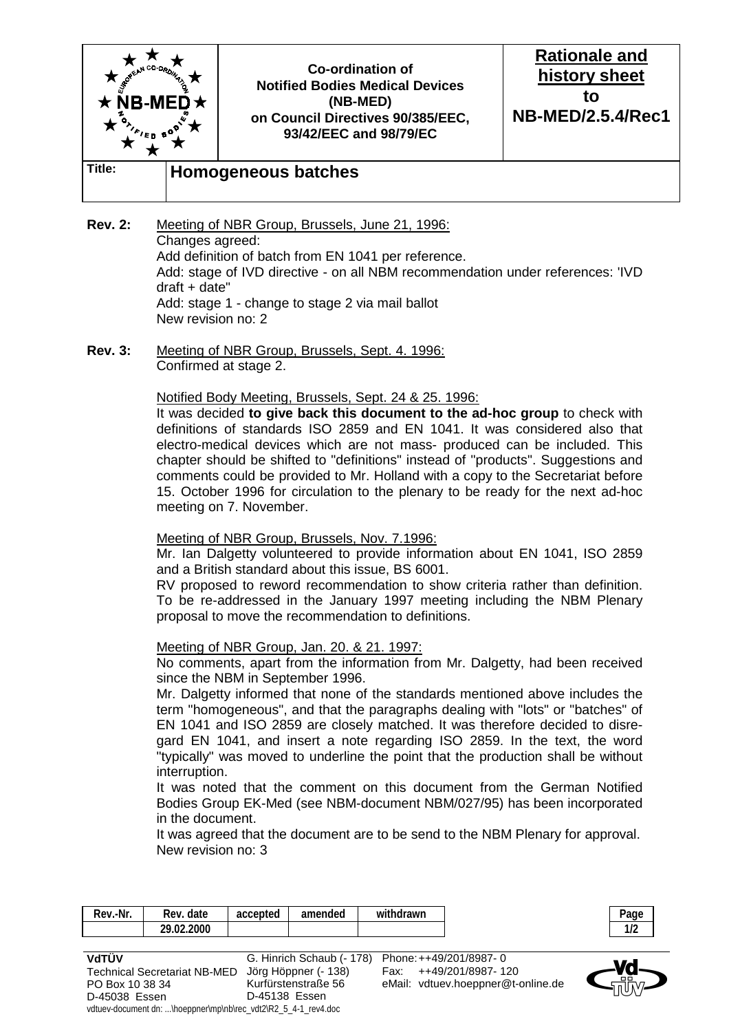| | Co-ordination of Notified Bodies Medical Devices (NB-MED) on Council Directives 90/385/EEC, 93/42/EEC and 98/79/EC | **Rationale and history sheet to NB-MED/2.5.4/Rec1** |
|---|---|---|
| **Title:** | **Homogeneous batches** | |

**Rev. 2:** Meeting of NBR Group, Brussels, June 21, 1996:
Changes agreed:
Add definition of batch from EN 1041 per reference.
Add: stage of IVD directive - on all NBM recommendation under references: 'IVD draft + date"
Add: stage 1 - change to stage 2 via mail ballot
New revision no: 2

**Rev. 3:** Meeting of NBR Group, Brussels, Sept. 4. 1996:
Confirmed at stage 2.

Notified Body Meeting, Brussels, Sept. 24 & 25. 1996:
It was decided **to give back this document to the ad-hoc group** to check with definitions of standards ISO 2859 and EN 1041. It was considered also that electro-medical devices which are not mass- produced can be included. This chapter should be shifted to "definitions" instead of "products". Suggestions and comments could be provided to Mr. Holland with a copy to the Secretariat before 15. October 1996 for circulation to the plenary to be ready for the next ad-hoc meeting on 7. November.

Meeting of NBR Group, Brussels, Nov. 7.1996:
Mr. Ian Dalgetty volunteered to provide information about EN 1041, ISO 2859 and a British standard about this issue, BS 6001.
RV proposed to reword recommendation to show criteria rather than definition. To be re-addressed in the January 1997 meeting including the NBM Plenary proposal to move the recommendation to definitions.

Meeting of NBR Group, Jan. 20. & 21. 1997:
No comments, apart from the information from Mr. Dalgetty, had been received since the NBM in September 1996.
Mr. Dalgetty informed that none of the standards mentioned above includes the term "homogeneous", and that the paragraphs dealing with "lots" or "batches" of EN 1041 and ISO 2859 are closely matched. It was therefore decided to disregard EN 1041, and insert a note regarding ISO 2859. In the text, the word "typically" was moved to underline the point that the production shall be without interruption.
It was noted that the comment on this document from the German Notified Bodies Group EK-Med (see NBM-document NBM/027/95) has been incorporated in the document.
It was agreed that the document are to be send to the NBM Plenary for approval.
New revision no: 3

| Rev.-Nr. | Rev. date | accepted | amended | withdrawn |
|---|---|---|---|---|
| | 29.02.2000 | | | |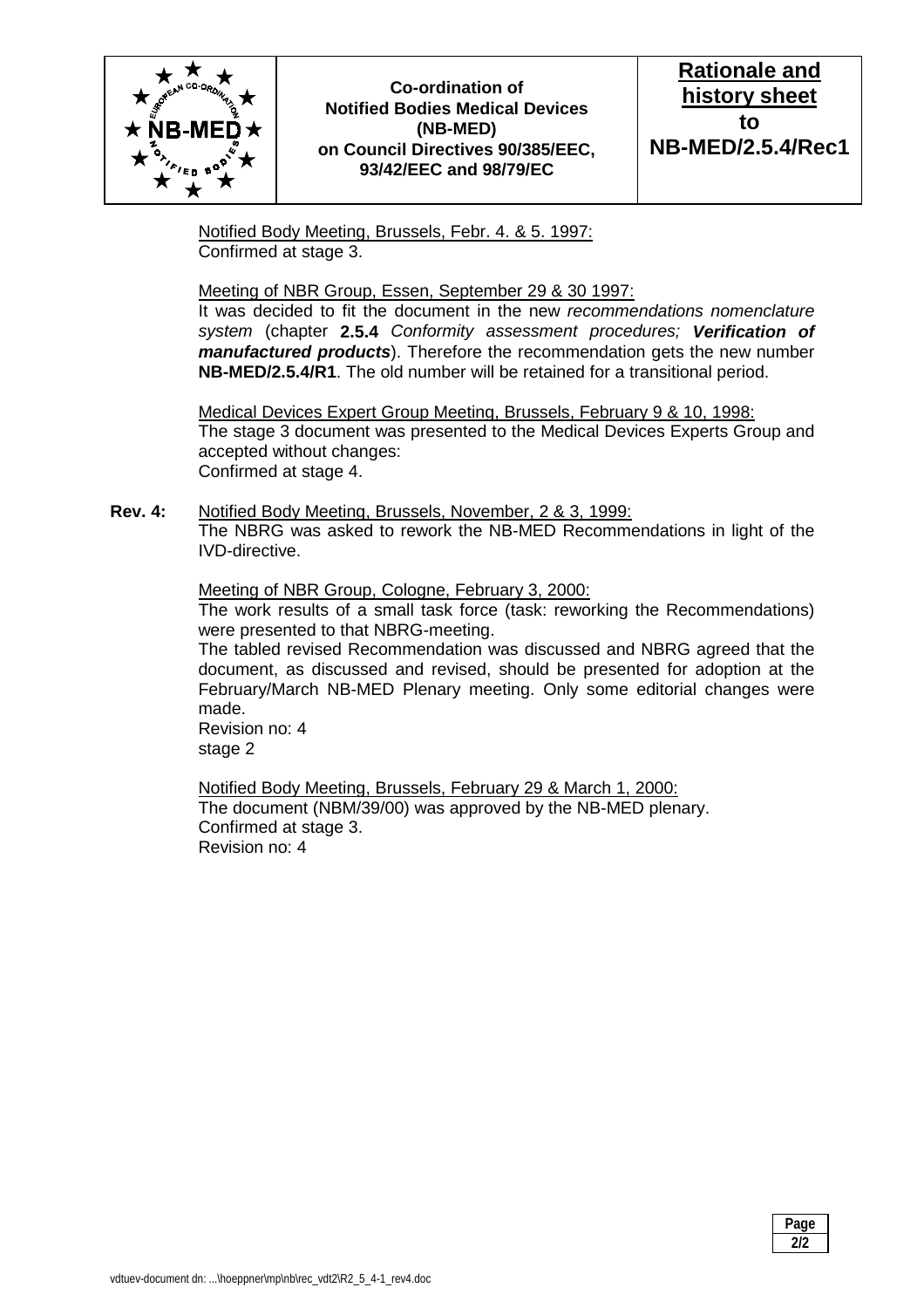Notified Body Meeting, Brussels, Febr. 4. & 5. 1997:
Confirmed at stage 3.

Meeting of NBR Group, Essen, September 29 & 30 1997:
It was decided to fit the document in the new *recommendations nomenclature system* (chapter **2.5.4** *Conformity assessment procedures;* ***Verification of manufactured products***). Therefore the recommendation gets the new number **NB-MED/2.5.4/R1**. The old number will be retained for a transitional period.

Medical Devices Expert Group Meeting, Brussels, February 9 & 10, 1998:
The stage 3 document was presented to the Medical Devices Experts Group and accepted without changes:
Confirmed at stage 4.

**Rev. 4:** Notified Body Meeting, Brussels, November, 2 & 3, 1999:
The NBRG was asked to rework the NB-MED Recommendations in light of the IVD-directive.

Meeting of NBR Group, Cologne, February 3, 2000:
The work results of a small task force (task: reworking the Recommendations) were presented to that NBRG-meeting.
The tabled revised Recommendation was discussed and NBRG agreed that the document, as discussed and revised, should be presented for adoption at the February/March NB-MED Plenary meeting. Only some editorial changes were made.
Revision no: 4
stage 2

Notified Body Meeting, Brussels, February 29 & March 1, 2000:
The document (NBM/39/00) was approved by the NB-MED plenary.
Confirmed at stage 3.
Revision no: 4